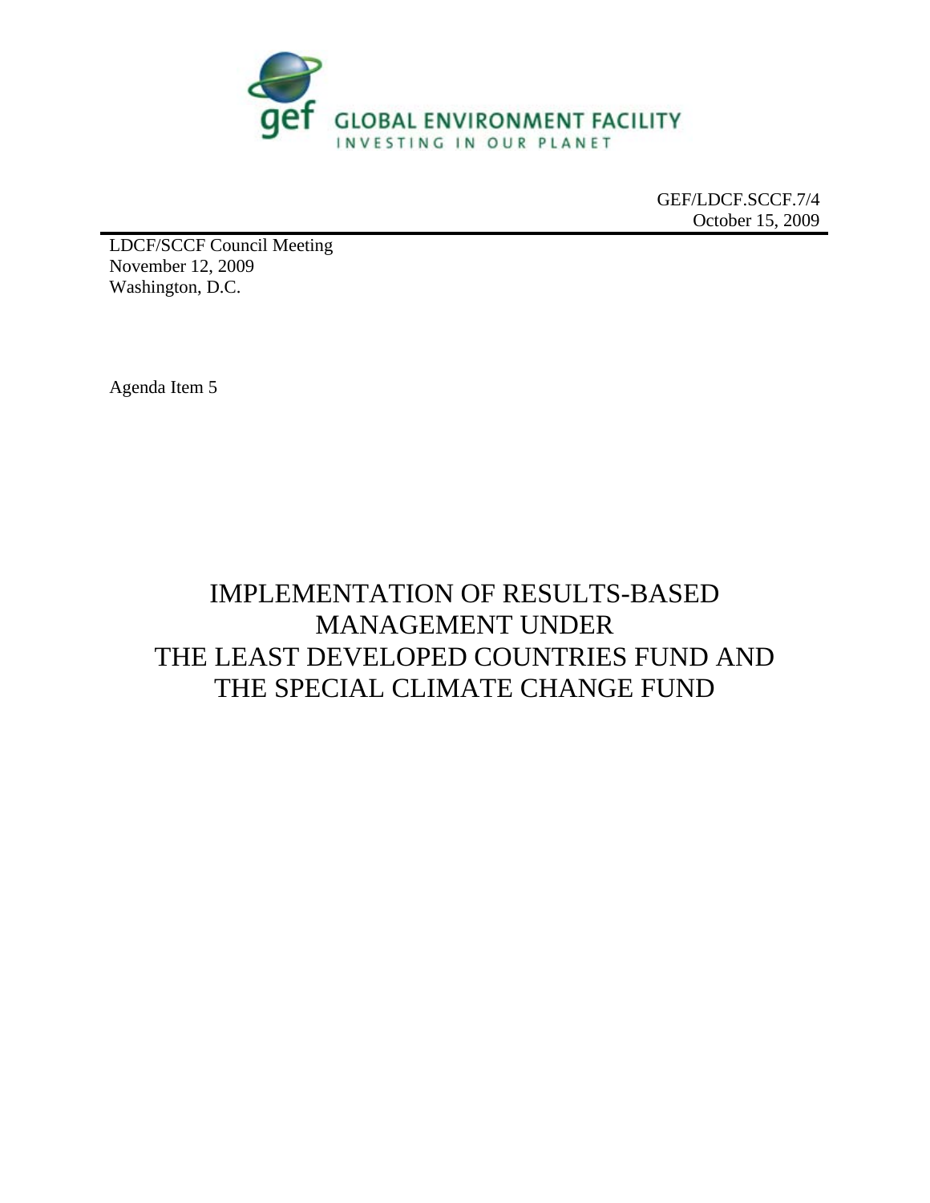GLOBAL ENVIRONMENT FACILITY
INVESTING IN OUR PLANET

GEF/LDCF.SCCF.7/4
October 15, 2009

LDCF/SCCF Council Meeting
November 12, 2009
Washington, D.C.

Agenda Item 5

# IMPLEMENTATION OF RESULTS-BASED MANAGEMENT UNDER THE LEAST DEVELOPED COUNTRIES FUND AND THE SPECIAL CLIMATE CHANGE FUND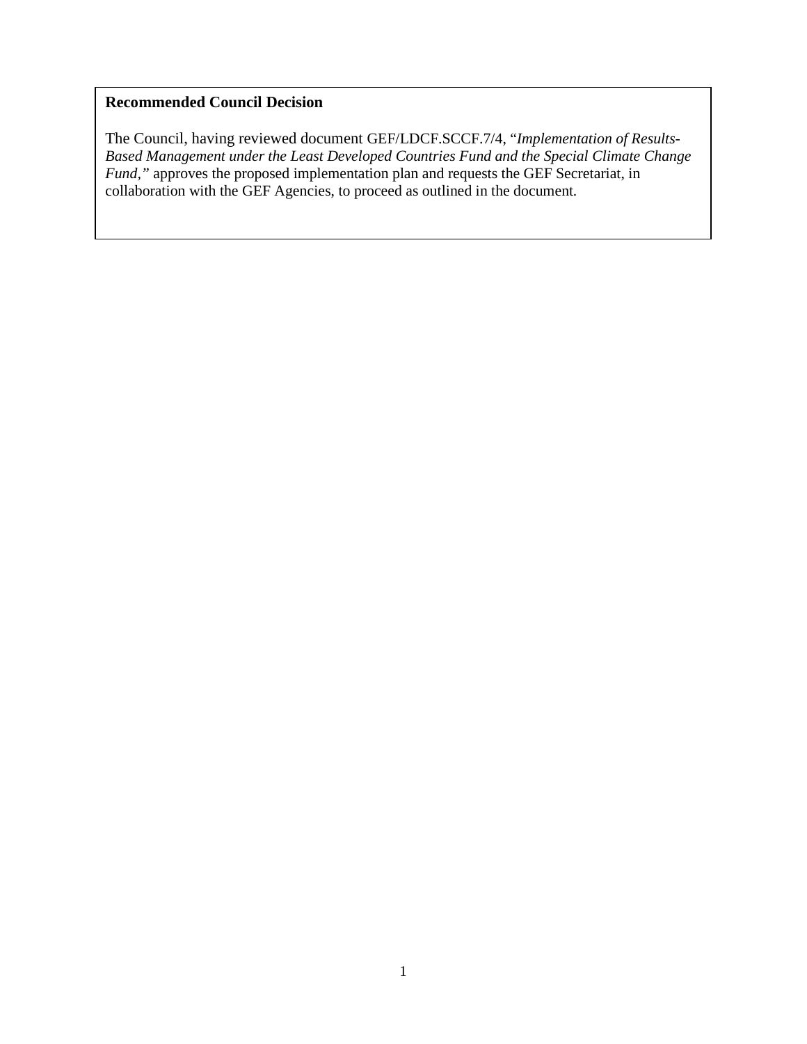**Recommended Council Decision**

The Council, having reviewed document GEF/LDCF.SCCF.7/4, "*Implementation of Results-Based Management under the Least Developed Countries Fund and the Special Climate Change Fund*," approves the proposed implementation plan and requests the GEF Secretariat, in collaboration with the GEF Agencies, to proceed as outlined in the document.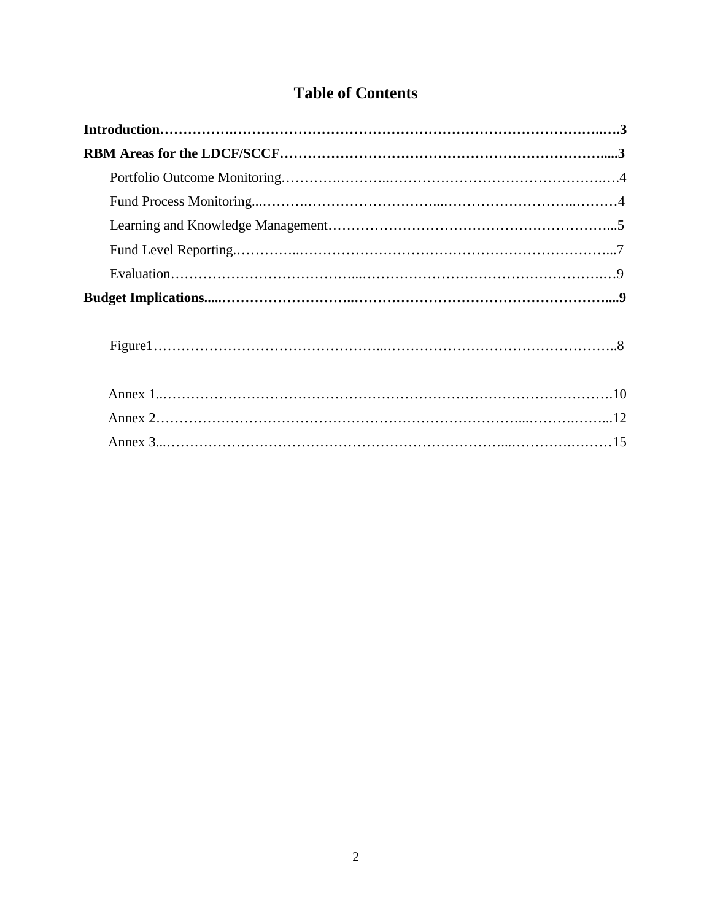# Table of Contents

**Introduction……………………………………………………………………………………3**

**RBM Areas for the LDCF/SCCF…………………………………………………………….....3**

- Portfolio Outcome Monitoring………………………………………………………………….4
- Fund Process Monitoring...……………………………………………………………………4
- Learning and Knowledge Management…………………………………………………...5
- Fund Level Reporting.…………………………………………………………………...7
- Evaluation………………………………………………………………………………….9

**Budget Implications.....………………………………………………………………………....9**

Figure1…………………………………………………………………………………..8

Annex 1..…………………………………………………………………………………….10

Annex 2………………………………………………………………………………………...12

Annex 3...……………………………………………………………………………………15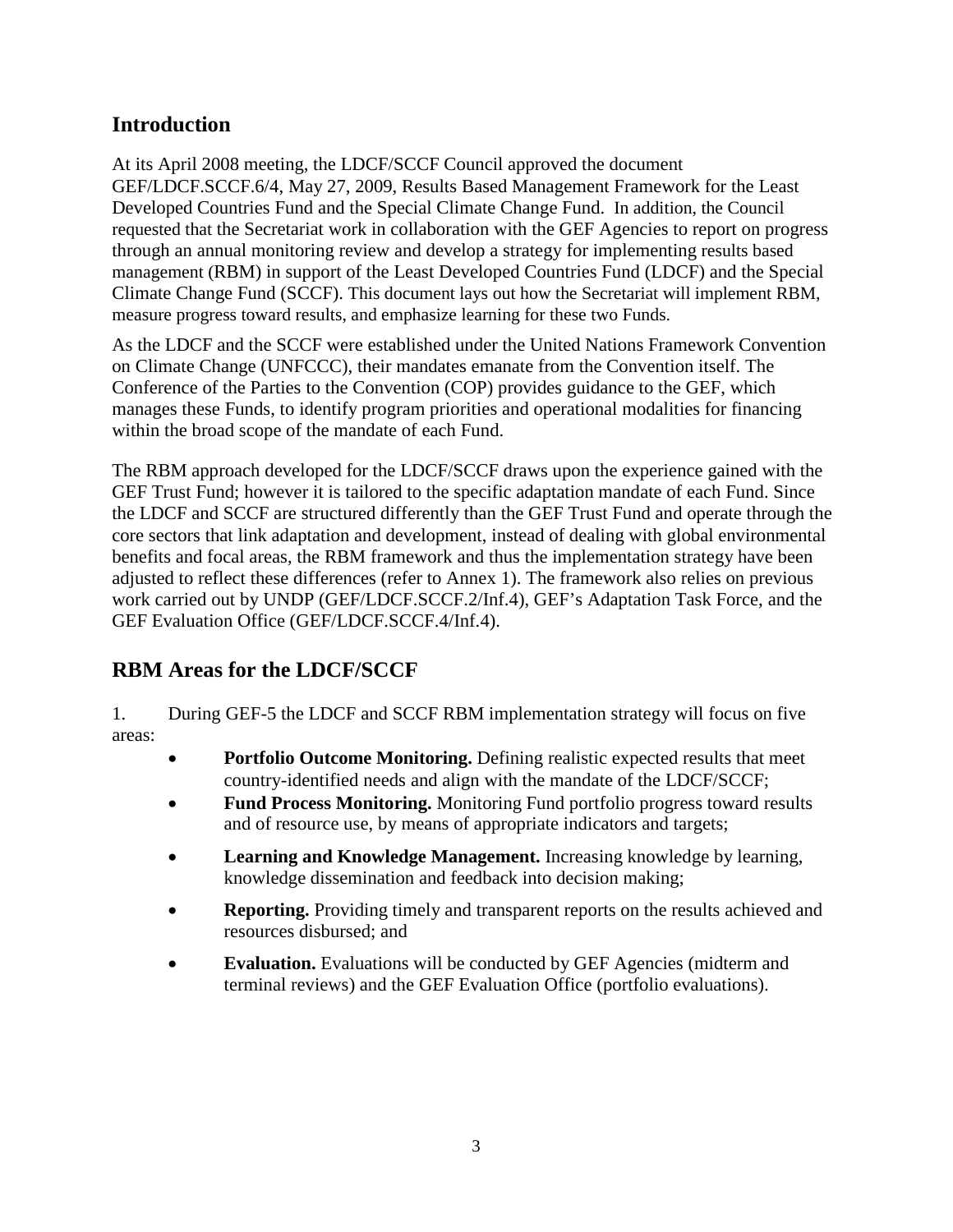## Introduction

At its April 2008 meeting, the LDCF/SCCF Council approved the document GEF/LDCF.SCCF.6/4, May 27, 2009, Results Based Management Framework for the Least Developed Countries Fund and the Special Climate Change Fund. In addition, the Council requested that the Secretariat work in collaboration with the GEF Agencies to report on progress through an annual monitoring review and develop a strategy for implementing results based management (RBM) in support of the Least Developed Countries Fund (LDCF) and the Special Climate Change Fund (SCCF). This document lays out how the Secretariat will implement RBM, measure progress toward results, and emphasize learning for these two Funds.

As the LDCF and the SCCF were established under the United Nations Framework Convention on Climate Change (UNFCCC), their mandates emanate from the Convention itself. The Conference of the Parties to the Convention (COP) provides guidance to the GEF, which manages these Funds, to identify program priorities and operational modalities for financing within the broad scope of the mandate of each Fund.

The RBM approach developed for the LDCF/SCCF draws upon the experience gained with the GEF Trust Fund; however it is tailored to the specific adaptation mandate of each Fund. Since the LDCF and SCCF are structured differently than the GEF Trust Fund and operate through the core sectors that link adaptation and development, instead of dealing with global environmental benefits and focal areas, the RBM framework and thus the implementation strategy have been adjusted to reflect these differences (refer to Annex 1). The framework also relies on previous work carried out by UNDP (GEF/LDCF.SCCF.2/Inf.4), GEF's Adaptation Task Force, and the GEF Evaluation Office (GEF/LDCF.SCCF.4/Inf.4).

## RBM Areas for the LDCF/SCCF

1. During GEF-5 the LDCF and SCCF RBM implementation strategy will focus on five areas:

- **Portfolio Outcome Monitoring.** Defining realistic expected results that meet country-identified needs and align with the mandate of the LDCF/SCCF;
- **Fund Process Monitoring.** Monitoring Fund portfolio progress toward results and of resource use, by means of appropriate indicators and targets;
- **Learning and Knowledge Management.** Increasing knowledge by learning, knowledge dissemination and feedback into decision making;
- **Reporting.** Providing timely and transparent reports on the results achieved and resources disbursed; and
- **Evaluation.** Evaluations will be conducted by GEF Agencies (midterm and terminal reviews) and the GEF Evaluation Office (portfolio evaluations).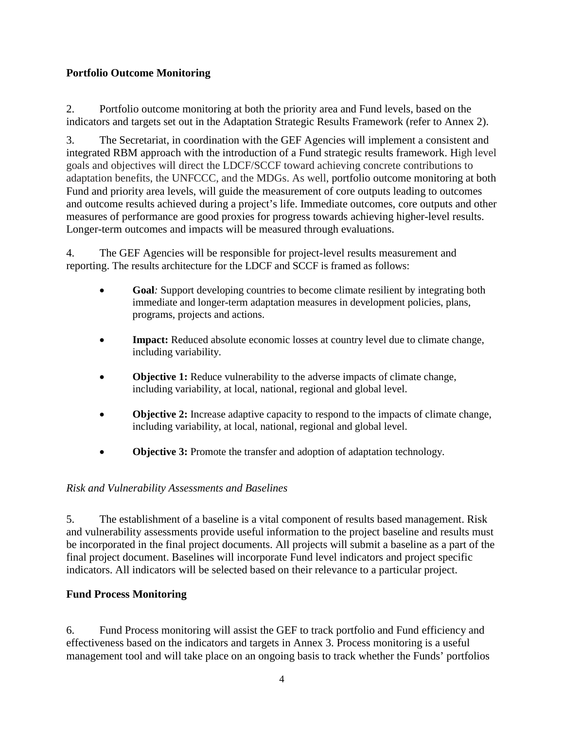**Portfolio Outcome Monitoring**

2. Portfolio outcome monitoring at both the priority area and Fund levels, based on the indicators and targets set out in the Adaptation Strategic Results Framework (refer to Annex 2).

3. The Secretariat, in coordination with the GEF Agencies will implement a consistent and integrated RBM approach with the introduction of a Fund strategic results framework. High level goals and objectives will direct the LDCF/SCCF toward achieving concrete contributions to adaptation benefits, the UNFCCC, and the MDGs. As well, portfolio outcome monitoring at both Fund and priority area levels, will guide the measurement of core outputs leading to outcomes and outcome results achieved during a project's life. Immediate outcomes, core outputs and other measures of performance are good proxies for progress towards achieving higher-level results. Longer-term outcomes and impacts will be measured through evaluations.

4. The GEF Agencies will be responsible for project-level results measurement and reporting. The results architecture for the LDCF and SCCF is framed as follows:

- **Goal***:* Support developing countries to become climate resilient by integrating both immediate and longer-term adaptation measures in development policies, plans, programs, projects and actions.
- **Impact:** Reduced absolute economic losses at country level due to climate change, including variability.
- **Objective 1:** Reduce vulnerability to the adverse impacts of climate change, including variability, at local, national, regional and global level.
- **Objective 2:** Increase adaptive capacity to respond to the impacts of climate change, including variability, at local, national, regional and global level.
- **Objective 3:** Promote the transfer and adoption of adaptation technology.

*Risk and Vulnerability Assessments and Baselines*

5. The establishment of a baseline is a vital component of results based management. Risk and vulnerability assessments provide useful information to the project baseline and results must be incorporated in the final project documents. All projects will submit a baseline as a part of the final project document. Baselines will incorporate Fund level indicators and project specific indicators. All indicators will be selected based on their relevance to a particular project.

**Fund Process Monitoring**

6. Fund Process monitoring will assist the GEF to track portfolio and Fund efficiency and effectiveness based on the indicators and targets in Annex 3. Process monitoring is a useful management tool and will take place on an ongoing basis to track whether the Funds' portfolios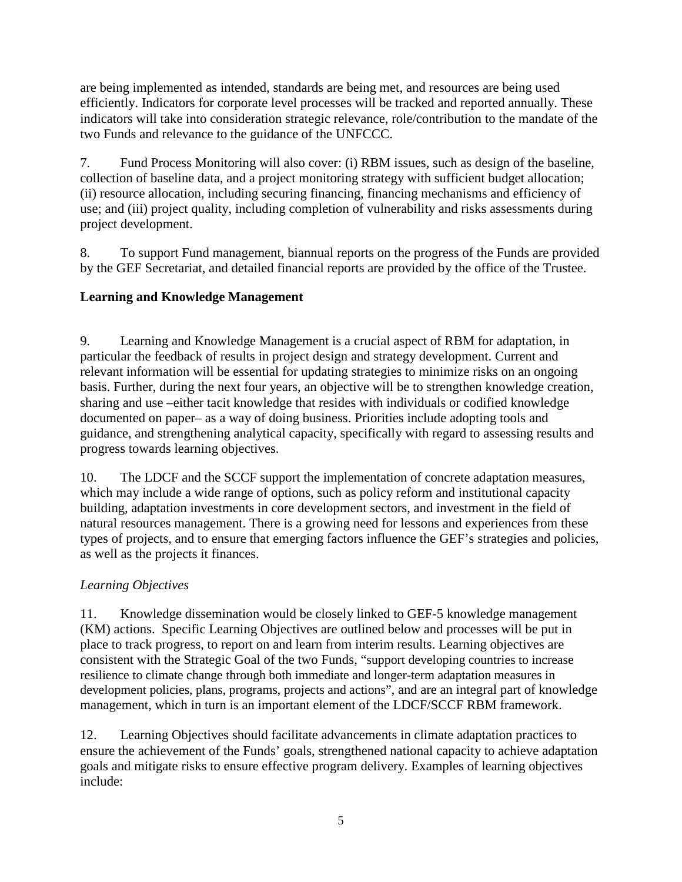are being implemented as intended, standards are being met, and resources are being used efficiently. Indicators for corporate level processes will be tracked and reported annually. These indicators will take into consideration strategic relevance, role/contribution to the mandate of the two Funds and relevance to the guidance of the UNFCCC.

7. Fund Process Monitoring will also cover: (i) RBM issues, such as design of the baseline, collection of baseline data, and a project monitoring strategy with sufficient budget allocation; (ii) resource allocation, including securing financing, financing mechanisms and efficiency of use; and (iii) project quality, including completion of vulnerability and risks assessments during project development.

8. To support Fund management, biannual reports on the progress of the Funds are provided by the GEF Secretariat, and detailed financial reports are provided by the office of the Trustee.

**Learning and Knowledge Management**

9. Learning and Knowledge Management is a crucial aspect of RBM for adaptation, in particular the feedback of results in project design and strategy development. Current and relevant information will be essential for updating strategies to minimize risks on an ongoing basis. Further, during the next four years, an objective will be to strengthen knowledge creation, sharing and use –either tacit knowledge that resides with individuals or codified knowledge documented on paper– as a way of doing business. Priorities include adopting tools and guidance, and strengthening analytical capacity, specifically with regard to assessing results and progress towards learning objectives.

10. The LDCF and the SCCF support the implementation of concrete adaptation measures, which may include a wide range of options, such as policy reform and institutional capacity building, adaptation investments in core development sectors, and investment in the field of natural resources management. There is a growing need for lessons and experiences from these types of projects, and to ensure that emerging factors influence the GEF's strategies and policies, as well as the projects it finances.

*Learning Objectives*

11. Knowledge dissemination would be closely linked to GEF-5 knowledge management (KM) actions. Specific Learning Objectives are outlined below and processes will be put in place to track progress, to report on and learn from interim results. Learning objectives are consistent with the Strategic Goal of the two Funds, "support developing countries to increase resilience to climate change through both immediate and longer-term adaptation measures in development policies, plans, programs, projects and actions", and are an integral part of knowledge management, which in turn is an important element of the LDCF/SCCF RBM framework.

12. Learning Objectives should facilitate advancements in climate adaptation practices to ensure the achievement of the Funds' goals, strengthened national capacity to achieve adaptation goals and mitigate risks to ensure effective program delivery. Examples of learning objectives include: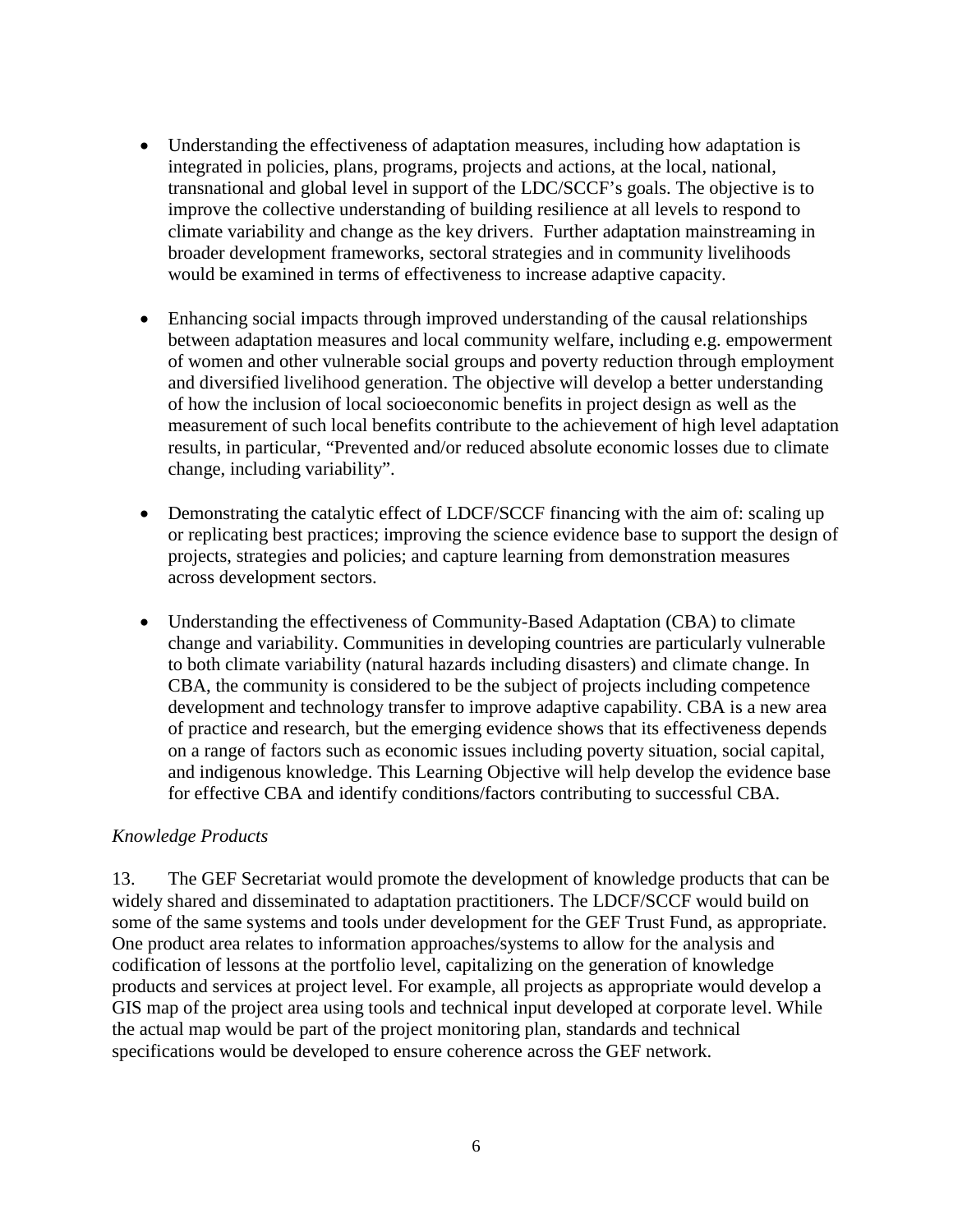- Understanding the effectiveness of adaptation measures, including how adaptation is integrated in policies, plans, programs, projects and actions, at the local, national, transnational and global level in support of the LDC/SCCF's goals. The objective is to improve the collective understanding of building resilience at all levels to respond to climate variability and change as the key drivers. Further adaptation mainstreaming in broader development frameworks, sectoral strategies and in community livelihoods would be examined in terms of effectiveness to increase adaptive capacity.

- Enhancing social impacts through improved understanding of the causal relationships between adaptation measures and local community welfare, including e.g. empowerment of women and other vulnerable social groups and poverty reduction through employment and diversified livelihood generation. The objective will develop a better understanding of how the inclusion of local socioeconomic benefits in project design as well as the measurement of such local benefits contribute to the achievement of high level adaptation results, in particular, "Prevented and/or reduced absolute economic losses due to climate change, including variability".

- Demonstrating the catalytic effect of LDCF/SCCF financing with the aim of: scaling up or replicating best practices; improving the science evidence base to support the design of projects, strategies and policies; and capture learning from demonstration measures across development sectors.

- Understanding the effectiveness of Community-Based Adaptation (CBA) to climate change and variability. Communities in developing countries are particularly vulnerable to both climate variability (natural hazards including disasters) and climate change. In CBA, the community is considered to be the subject of projects including competence development and technology transfer to improve adaptive capability. CBA is a new area of practice and research, but the emerging evidence shows that its effectiveness depends on a range of factors such as economic issues including poverty situation, social capital, and indigenous knowledge. This Learning Objective will help develop the evidence base for effective CBA and identify conditions/factors contributing to successful CBA.

*Knowledge Products*

13. The GEF Secretariat would promote the development of knowledge products that can be widely shared and disseminated to adaptation practitioners. The LDCF/SCCF would build on some of the same systems and tools under development for the GEF Trust Fund, as appropriate. One product area relates to information approaches/systems to allow for the analysis and codification of lessons at the portfolio level, capitalizing on the generation of knowledge products and services at project level. For example, all projects as appropriate would develop a GIS map of the project area using tools and technical input developed at corporate level. While the actual map would be part of the project monitoring plan, standards and technical specifications would be developed to ensure coherence across the GEF network.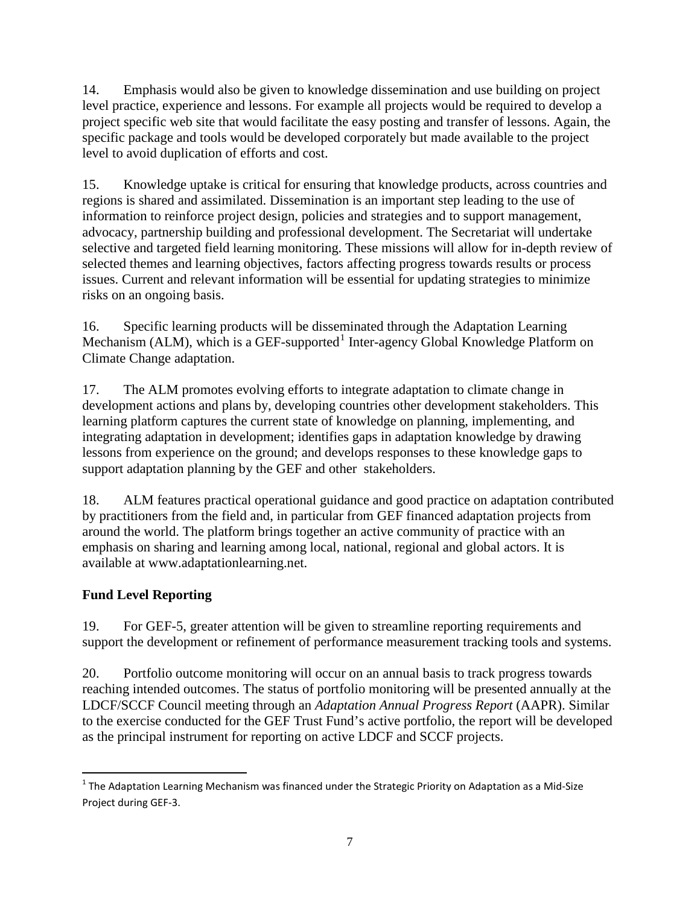14. Emphasis would also be given to knowledge dissemination and use building on project level practice, experience and lessons. For example all projects would be required to develop a project specific web site that would facilitate the easy posting and transfer of lessons. Again, the specific package and tools would be developed corporately but made available to the project level to avoid duplication of efforts and cost.

15. Knowledge uptake is critical for ensuring that knowledge products, across countries and regions is shared and assimilated. Dissemination is an important step leading to the use of information to reinforce project design, policies and strategies and to support management, advocacy, partnership building and professional development. The Secretariat will undertake selective and targeted field learning monitoring. These missions will allow for in-depth review of selected themes and learning objectives, factors affecting progress towards results or process issues. Current and relevant information will be essential for updating strategies to minimize risks on an ongoing basis.

16. Specific learning products will be disseminated through the Adaptation Learning Mechanism (ALM), which is a GEF-supported[1] Inter-agency Global Knowledge Platform on Climate Change adaptation.

17. The ALM promotes evolving efforts to integrate adaptation to climate change in development actions and plans by, developing countries other development stakeholders. This learning platform captures the current state of knowledge on planning, implementing, and integrating adaptation in development; identifies gaps in adaptation knowledge by drawing lessons from experience on the ground; and develops responses to these knowledge gaps to support adaptation planning by the GEF and other stakeholders.

18. ALM features practical operational guidance and good practice on adaptation contributed by practitioners from the field and, in particular from GEF financed adaptation projects from around the world. The platform brings together an active community of practice with an emphasis on sharing and learning among local, national, regional and global actors. It is available at www.adaptationlearning.net.

## Fund Level Reporting

19. For GEF-5, greater attention will be given to streamline reporting requirements and support the development or refinement of performance measurement tracking tools and systems.

20. Portfolio outcome monitoring will occur on an annual basis to track progress towards reaching intended outcomes. The status of portfolio monitoring will be presented annually at the LDCF/SCCF Council meeting through an *Adaptation Annual Progress Report* (AAPR). Similar to the exercise conducted for the GEF Trust Fund's active portfolio, the report will be developed as the principal instrument for reporting on active LDCF and SCCF projects.

---

[1] The Adaptation Learning Mechanism was financed under the Strategic Priority on Adaptation as a Mid-Size Project during GEF-3.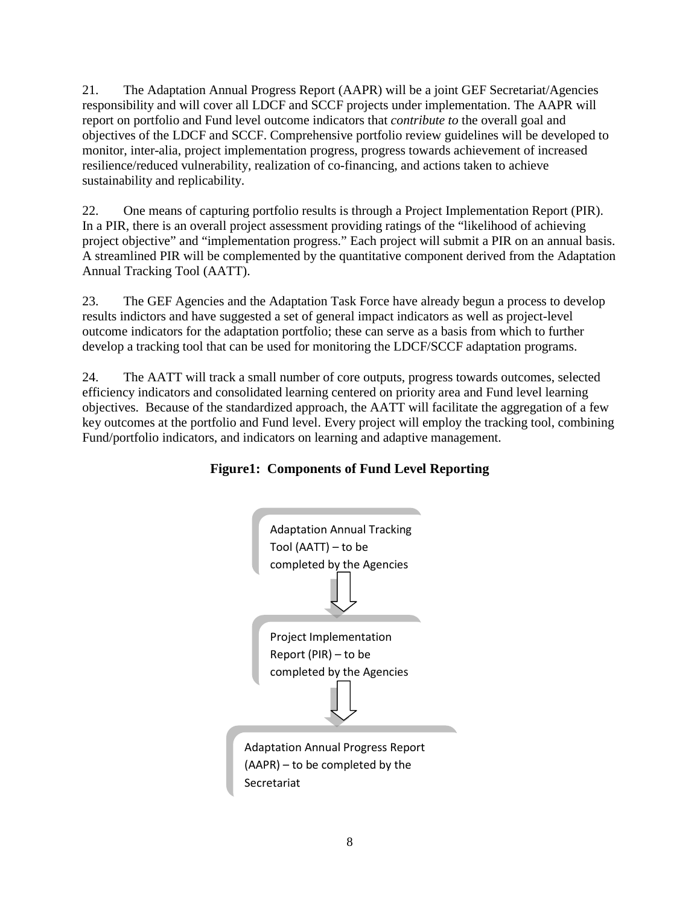21. The Adaptation Annual Progress Report (AAPR) will be a joint GEF Secretariat/Agencies responsibility and will cover all LDCF and SCCF projects under implementation. The AAPR will report on portfolio and Fund level outcome indicators that *contribute to* the overall goal and objectives of the LDCF and SCCF. Comprehensive portfolio review guidelines will be developed to monitor, inter-alia, project implementation progress, progress towards achievement of increased resilience/reduced vulnerability, realization of co-financing, and actions taken to achieve sustainability and replicability.

22. One means of capturing portfolio results is through a Project Implementation Report (PIR). In a PIR, there is an overall project assessment providing ratings of the "likelihood of achieving project objective" and "implementation progress." Each project will submit a PIR on an annual basis. A streamlined PIR will be complemented by the quantitative component derived from the Adaptation Annual Tracking Tool (AATT).

23. The GEF Agencies and the Adaptation Task Force have already begun a process to develop results indictors and have suggested a set of general impact indicators as well as project-level outcome indicators for the adaptation portfolio; these can serve as a basis from which to further develop a tracking tool that can be used for monitoring the LDCF/SCCF adaptation programs.

24. The AATT will track a small number of core outputs, progress towards outcomes, selected efficiency indicators and consolidated learning centered on priority area and Fund level learning objectives. Because of the standardized approach, the AATT will facilitate the aggregation of a few key outcomes at the portfolio and Fund level. Every project will employ the tracking tool, combining Fund/portfolio indicators, and indicators on learning and adaptive management.

**Figure1: Components of Fund Level Reporting**

Adaptation Annual Tracking Tool (AATT) – to be completed by the Agencies

↓

Project Implementation Report (PIR) – to be completed by the Agencies

↓

Adaptation Annual Progress Report (AAPR) – to be completed by the Secretariat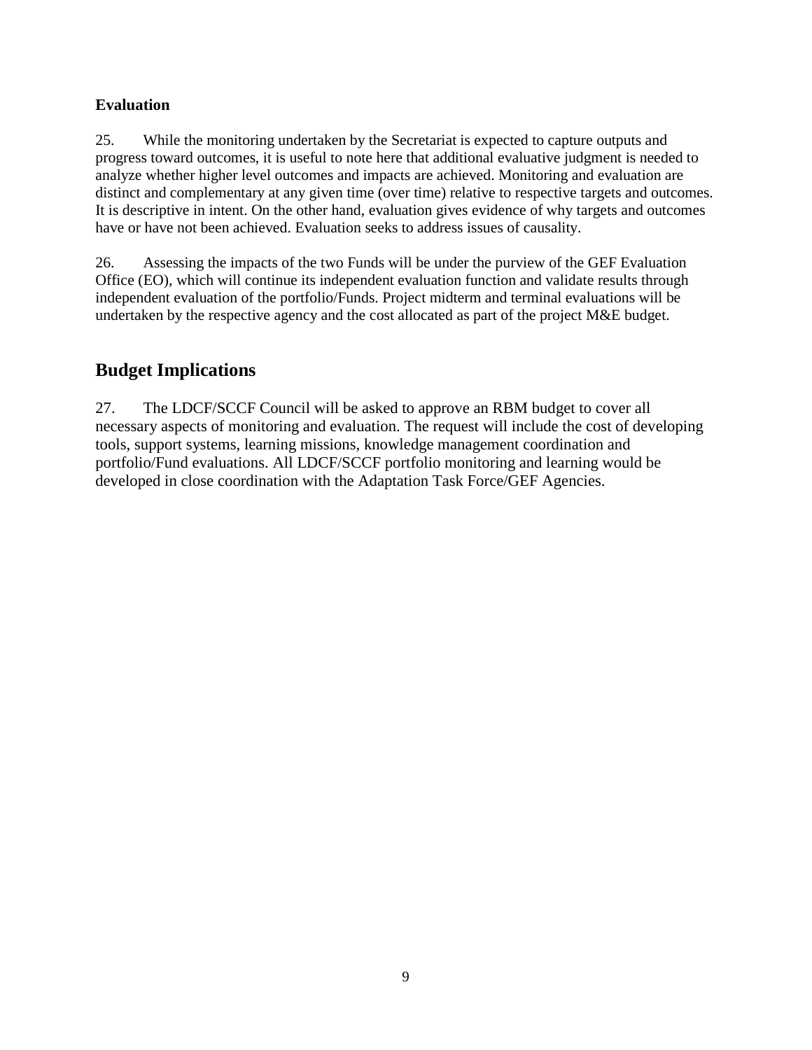### Evaluation

25. While the monitoring undertaken by the Secretariat is expected to capture outputs and progress toward outcomes, it is useful to note here that additional evaluative judgment is needed to analyze whether higher level outcomes and impacts are achieved. Monitoring and evaluation are distinct and complementary at any given time (over time) relative to respective targets and outcomes. It is descriptive in intent. On the other hand, evaluation gives evidence of why targets and outcomes have or have not been achieved. Evaluation seeks to address issues of causality.

26. Assessing the impacts of the two Funds will be under the purview of the GEF Evaluation Office (EO), which will continue its independent evaluation function and validate results through independent evaluation of the portfolio/Funds. Project midterm and terminal evaluations will be undertaken by the respective agency and the cost allocated as part of the project M&E budget.

## Budget Implications

27. The LDCF/SCCF Council will be asked to approve an RBM budget to cover all necessary aspects of monitoring and evaluation. The request will include the cost of developing tools, support systems, learning missions, knowledge management coordination and portfolio/Fund evaluations. All LDCF/SCCF portfolio monitoring and learning would be developed in close coordination with the Adaptation Task Force/GEF Agencies.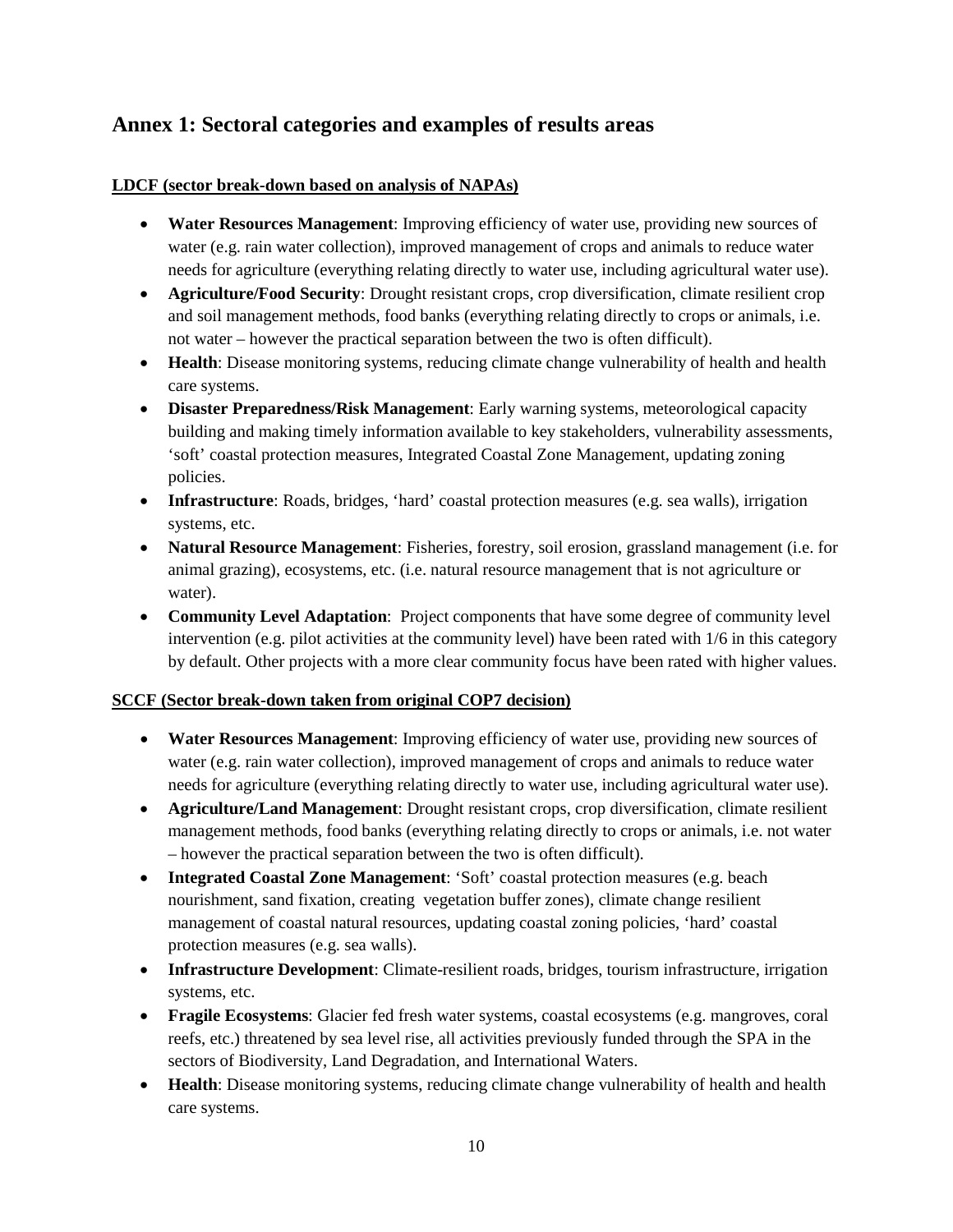## Annex 1: Sectoral categories and examples of results areas

**LDCF (sector break-down based on analysis of NAPAs)**

- **Water Resources Management**: Improving efficiency of water use, providing new sources of water (e.g. rain water collection), improved management of crops and animals to reduce water needs for agriculture (everything relating directly to water use, including agricultural water use).
- **Agriculture/Food Security**: Drought resistant crops, crop diversification, climate resilient crop and soil management methods, food banks (everything relating directly to crops or animals, i.e. not water – however the practical separation between the two is often difficult).
- **Health**: Disease monitoring systems, reducing climate change vulnerability of health and health care systems.
- **Disaster Preparedness/Risk Management**: Early warning systems, meteorological capacity building and making timely information available to key stakeholders, vulnerability assessments, 'soft' coastal protection measures, Integrated Coastal Zone Management, updating zoning policies.
- **Infrastructure**: Roads, bridges, 'hard' coastal protection measures (e.g. sea walls), irrigation systems, etc.
- **Natural Resource Management**: Fisheries, forestry, soil erosion, grassland management (i.e. for animal grazing), ecosystems, etc. (i.e. natural resource management that is not agriculture or water).
- **Community Level Adaptation**: Project components that have some degree of community level intervention (e.g. pilot activities at the community level) have been rated with 1/6 in this category by default. Other projects with a more clear community focus have been rated with higher values.

**SCCF (Sector break-down taken from original COP7 decision)**

- **Water Resources Management**: Improving efficiency of water use, providing new sources of water (e.g. rain water collection), improved management of crops and animals to reduce water needs for agriculture (everything relating directly to water use, including agricultural water use).
- **Agriculture/Land Management**: Drought resistant crops, crop diversification, climate resilient management methods, food banks (everything relating directly to crops or animals, i.e. not water – however the practical separation between the two is often difficult).
- **Integrated Coastal Zone Management**: 'Soft' coastal protection measures (e.g. beach nourishment, sand fixation, creating vegetation buffer zones), climate change resilient management of coastal natural resources, updating coastal zoning policies, 'hard' coastal protection measures (e.g. sea walls).
- **Infrastructure Development**: Climate-resilient roads, bridges, tourism infrastructure, irrigation systems, etc.
- **Fragile Ecosystems**: Glacier fed fresh water systems, coastal ecosystems (e.g. mangroves, coral reefs, etc.) threatened by sea level rise, all activities previously funded through the SPA in the sectors of Biodiversity, Land Degradation, and International Waters.
- **Health**: Disease monitoring systems, reducing climate change vulnerability of health and health care systems.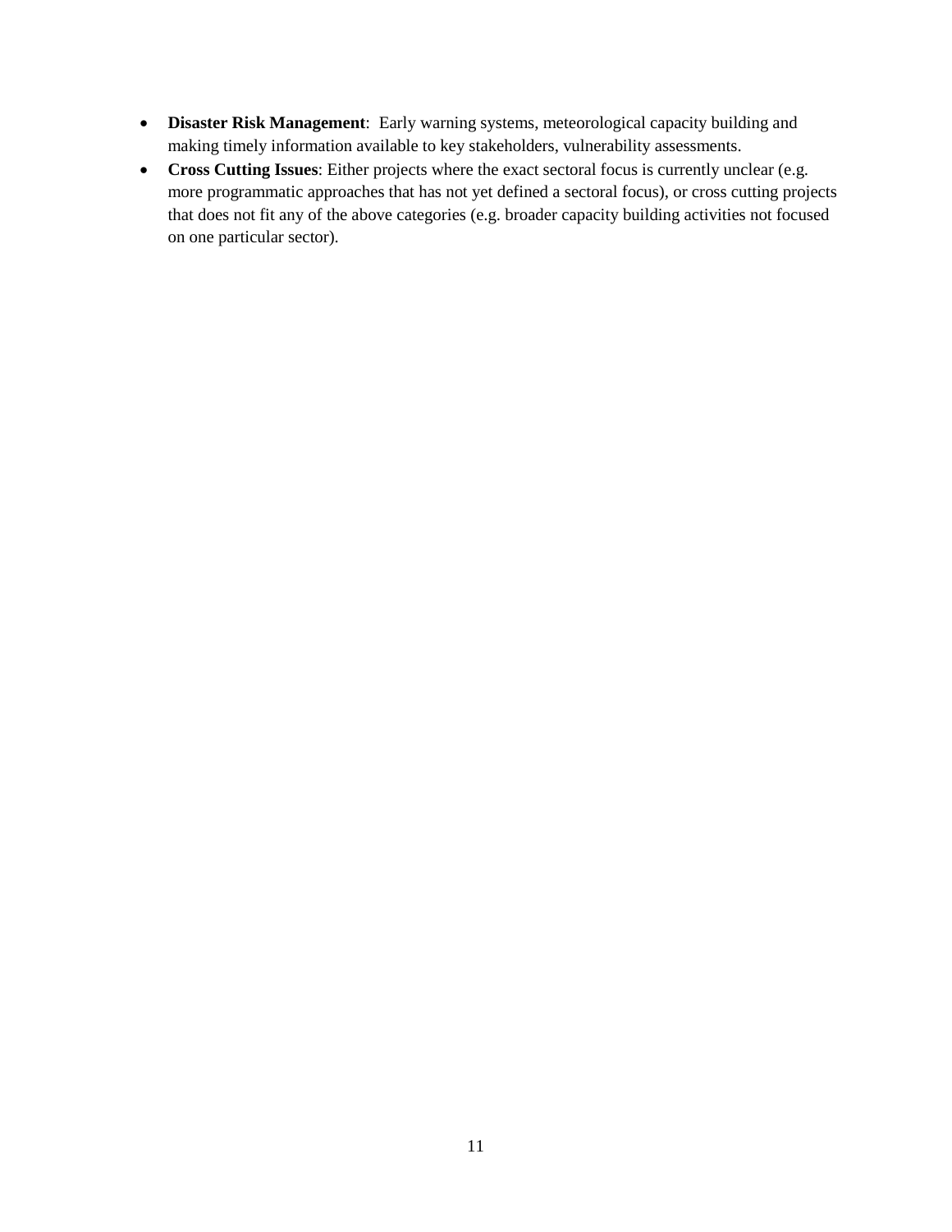- **Disaster Risk Management**: Early warning systems, meteorological capacity building and making timely information available to key stakeholders, vulnerability assessments.
- **Cross Cutting Issues**: Either projects where the exact sectoral focus is currently unclear (e.g. more programmatic approaches that has not yet defined a sectoral focus), or cross cutting projects that does not fit any of the above categories (e.g. broader capacity building activities not focused on one particular sector).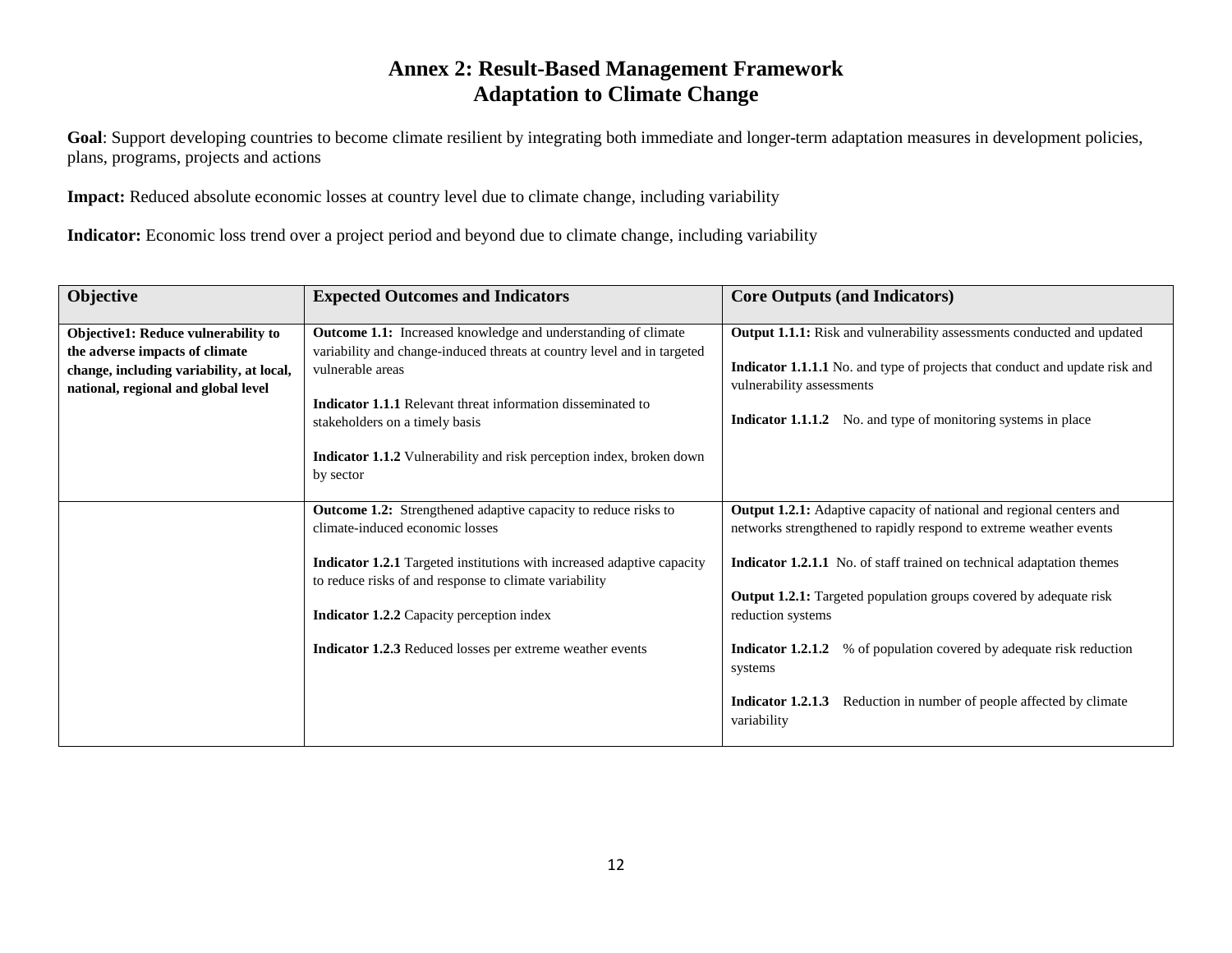# Annex 2: Result-Based Management Framework
# Adaptation to Climate Change

**Goal**: Support developing countries to become climate resilient by integrating both immediate and longer-term adaptation measures in development policies, plans, programs, projects and actions

**Impact:** Reduced absolute economic losses at country level due to climate change, including variability

**Indicator:** Economic loss trend over a project period and beyond due to climate change, including variability

| Objective | Expected Outcomes and Indicators | Core Outputs (and Indicators) |
|---|---|---|
| **Objective1: Reduce vulnerability to the adverse impacts of climate change, including variability, at local, national, regional and global level** | **Outcome 1.1:** Increased knowledge and understanding of climate variability and change-induced threats at country level and in targeted vulnerable areas<br><br>**Indicator 1.1.1** Relevant threat information disseminated to stakeholders on a timely basis<br><br>**Indicator 1.1.2** Vulnerability and risk perception index, broken down by sector | **Output 1.1.1:** Risk and vulnerability assessments conducted and updated<br><br>**Indicator 1.1.1.1** No. and type of projects that conduct and update risk and vulnerability assessments<br><br>**Indicator 1.1.1.2** No. and type of monitoring systems in place |
| | **Outcome 1.2:** Strengthened adaptive capacity to reduce risks to climate-induced economic losses<br><br>**Indicator 1.2.1** Targeted institutions with increased adaptive capacity to reduce risks of and response to climate variability<br><br>**Indicator 1.2.2** Capacity perception index<br><br>**Indicator 1.2.3** Reduced losses per extreme weather events | **Output 1.2.1:** Adaptive capacity of national and regional centers and networks strengthened to rapidly respond to extreme weather events<br><br>**Indicator 1.2.1.1** No. of staff trained on technical adaptation themes<br><br>**Output 1.2.1:** Targeted population groups covered by adequate risk reduction systems<br><br>**Indicator 1.2.1.2** % of population covered by adequate risk reduction systems<br><br>**Indicator 1.2.1.3** Reduction in number of people affected by climate variability |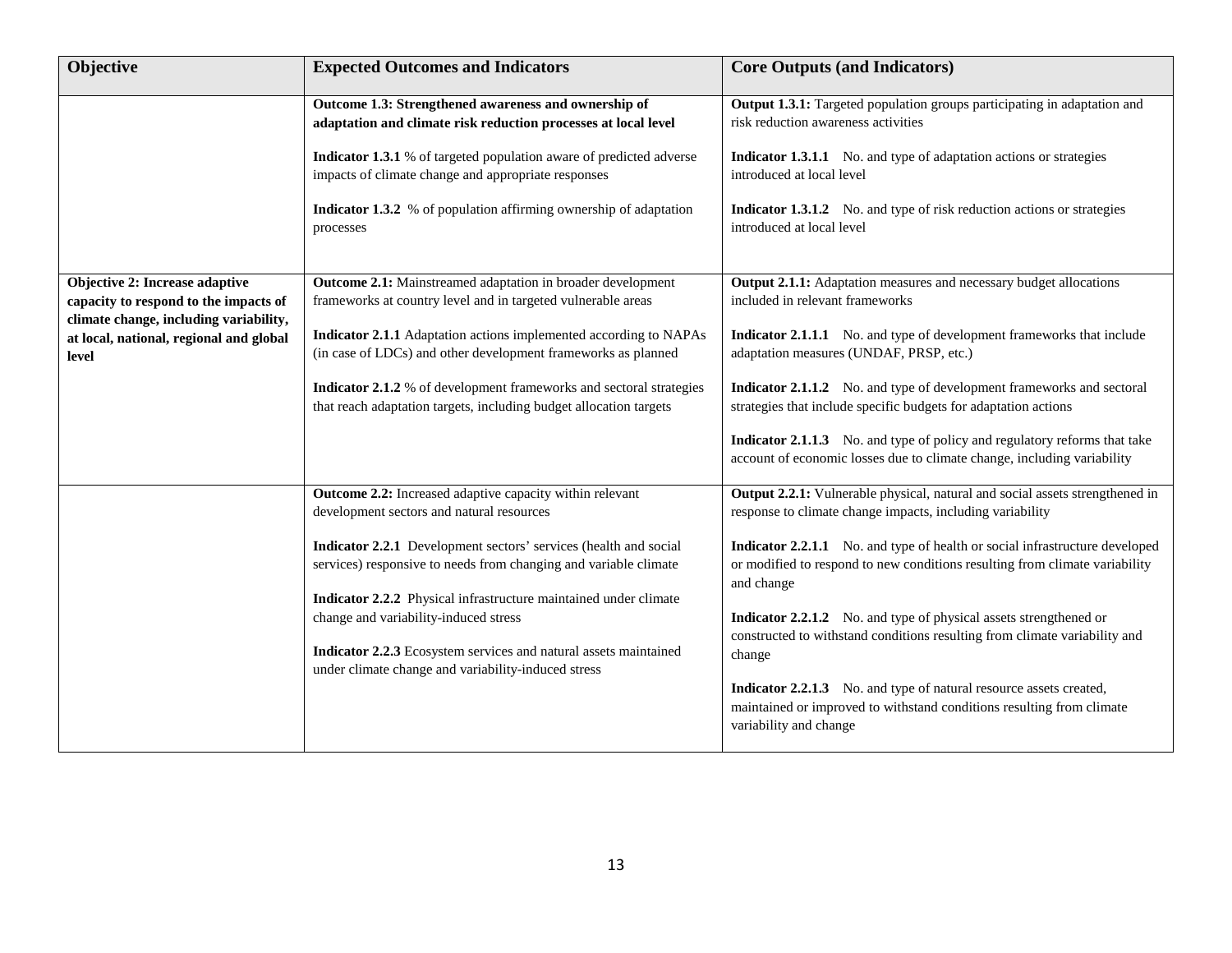| Objective | Expected Outcomes and Indicators | Core Outputs (and Indicators) |
|---|---|---|
| | **Outcome 1.3: Strengthened awareness and ownership of adaptation and climate risk reduction processes at local level**<br><br>**Indicator 1.3.1** % of targeted population aware of predicted adverse impacts of climate change and appropriate responses<br><br>**Indicator 1.3.2** % of population affirming ownership of adaptation processes | **Output 1.3.1:** Targeted population groups participating in adaptation and risk reduction awareness activities<br><br>**Indicator 1.3.1.1** No. and type of adaptation actions or strategies introduced at local level<br><br>**Indicator 1.3.1.2** No. and type of risk reduction actions or strategies introduced at local level |
| **Objective 2: Increase adaptive capacity to respond to the impacts of climate change, including variability, at local, national, regional and global level** | **Outcome 2.1:** Mainstreamed adaptation in broader development frameworks at country level and in targeted vulnerable areas<br><br>**Indicator 2.1.1** Adaptation actions implemented according to NAPAs (in case of LDCs) and other development frameworks as planned<br><br>**Indicator 2.1.2** % of development frameworks and sectoral strategies that reach adaptation targets, including budget allocation targets | **Output 2.1.1:** Adaptation measures and necessary budget allocations included in relevant frameworks<br><br>**Indicator 2.1.1.1** No. and type of development frameworks that include adaptation measures (UNDAF, PRSP, etc.)<br><br>**Indicator 2.1.1.2** No. and type of development frameworks and sectoral strategies that include specific budgets for adaptation actions<br><br>**Indicator 2.1.1.3** No. and type of policy and regulatory reforms that take account of economic losses due to climate change, including variability |
| | **Outcome 2.2:** Increased adaptive capacity within relevant development sectors and natural resources<br><br>**Indicator 2.2.1** Development sectors' services (health and social services) responsive to needs from changing and variable climate<br><br>**Indicator 2.2.2** Physical infrastructure maintained under climate change and variability-induced stress<br><br>**Indicator 2.2.3** Ecosystem services and natural assets maintained under climate change and variability-induced stress | **Output 2.2.1:** Vulnerable physical, natural and social assets strengthened in response to climate change impacts, including variability<br><br>**Indicator 2.2.1.1** No. and type of health or social infrastructure developed or modified to respond to new conditions resulting from climate variability and change<br><br>**Indicator 2.2.1.2** No. and type of physical assets strengthened or constructed to withstand conditions resulting from climate variability and change<br><br>**Indicator 2.2.1.3** No. and type of natural resource assets created, maintained or improved to withstand conditions resulting from climate variability and change |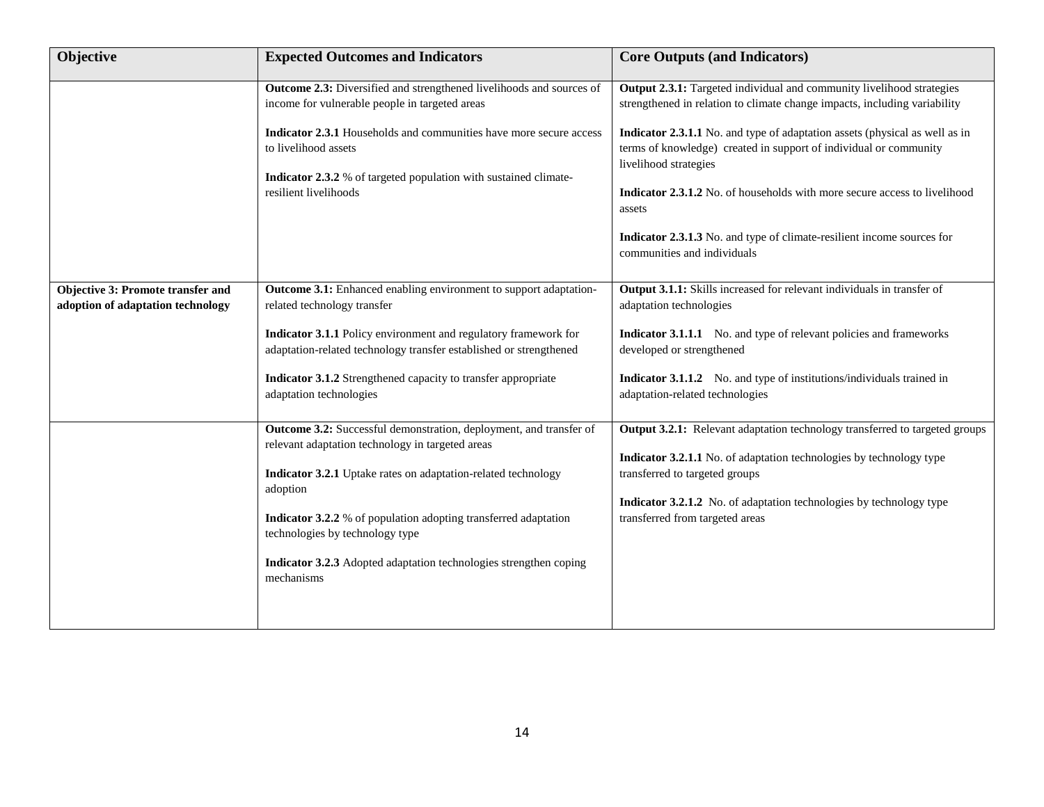| Objective | Expected Outcomes and Indicators | Core Outputs (and Indicators) |
|---|---|---|
| | **Outcome 2.3:** Diversified and strengthened livelihoods and sources of income for vulnerable people in targeted areas<br><br>**Indicator 2.3.1** Households and communities have more secure access to livelihood assets<br><br>**Indicator 2.3.2** % of targeted population with sustained climate-resilient livelihoods | **Output 2.3.1:** Targeted individual and community livelihood strategies strengthened in relation to climate change impacts, including variability<br><br>**Indicator 2.3.1.1** No. and type of adaptation assets (physical as well as in terms of knowledge) created in support of individual or community livelihood strategies<br><br>**Indicator 2.3.1.2** No. of households with more secure access to livelihood assets<br><br>**Indicator 2.3.1.3** No. and type of climate-resilient income sources for communities and individuals |
| **Objective 3: Promote transfer and adoption of adaptation technology** | **Outcome 3.1:** Enhanced enabling environment to support adaptation-related technology transfer<br><br>**Indicator 3.1.1** Policy environment and regulatory framework for adaptation-related technology transfer established or strengthened<br><br>**Indicator 3.1.2** Strengthened capacity to transfer appropriate adaptation technologies | **Output 3.1.1:** Skills increased for relevant individuals in transfer of adaptation technologies<br><br>**Indicator 3.1.1.1** No. and type of relevant policies and frameworks developed or strengthened<br><br>**Indicator 3.1.1.2** No. and type of institutions/individuals trained in adaptation-related technologies |
| | **Outcome 3.2:** Successful demonstration, deployment, and transfer of relevant adaptation technology in targeted areas<br><br>**Indicator 3.2.1** Uptake rates on adaptation-related technology adoption<br><br>**Indicator 3.2.2** % of population adopting transferred adaptation technologies by technology type<br><br>**Indicator 3.2.3** Adopted adaptation technologies strengthen coping mechanisms | **Output 3.2.1:** Relevant adaptation technology transferred to targeted groups<br><br>**Indicator 3.2.1.1** No. of adaptation technologies by technology type transferred to targeted groups<br><br>**Indicator 3.2.1.2** No. of adaptation technologies by technology type transferred from targeted areas |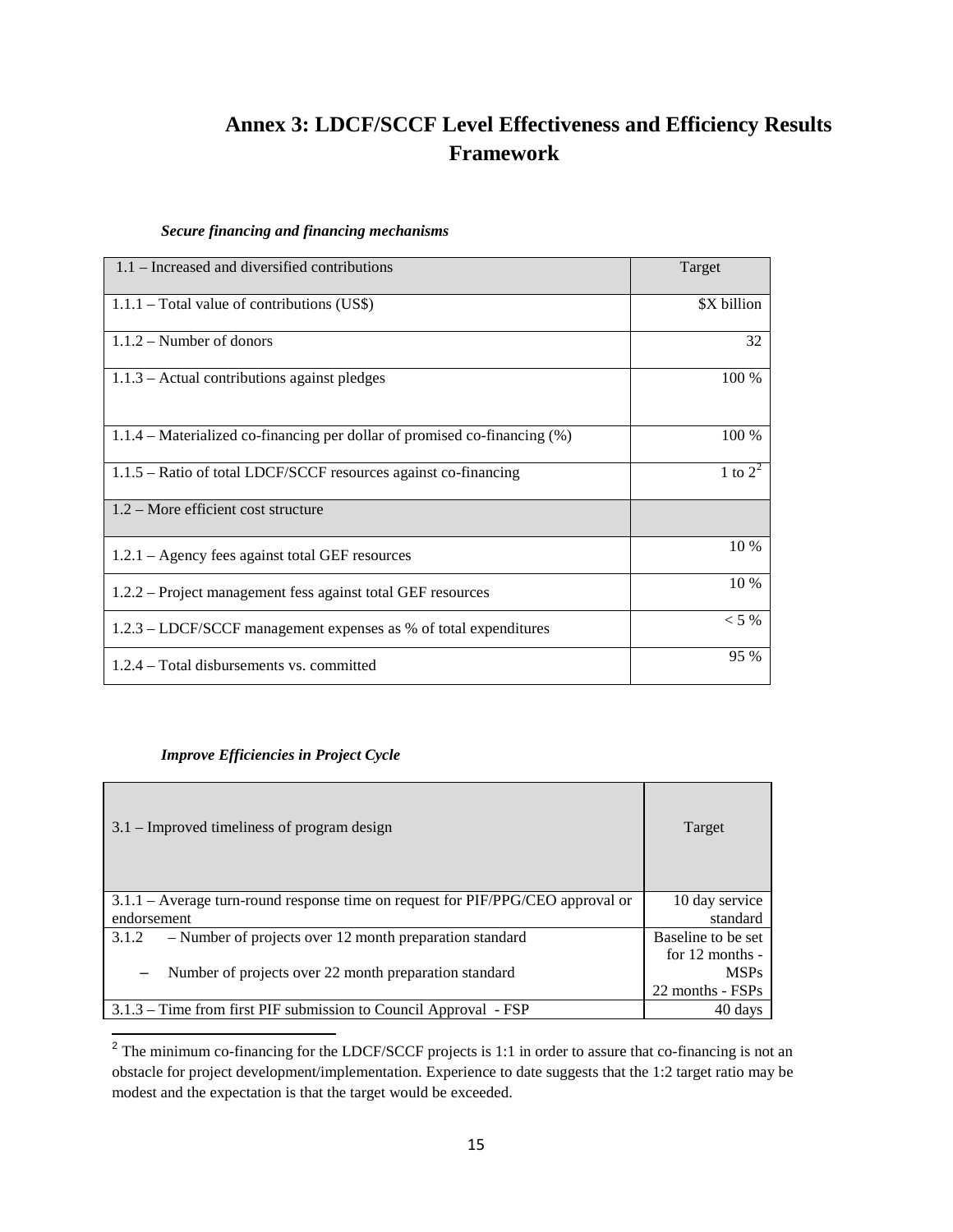# Annex 3: LDCF/SCCF Level Effectiveness and Efficiency Results Framework

***Secure financing and financing mechanisms***

| 1.1 – Increased and diversified contributions | Target |
|---|---|
| 1.1.1 – Total value of contributions (US$) | $X billion |
| 1.1.2 – Number of donors | 32 |
| 1.1.3 – Actual contributions against pledges | 100 % |
| 1.1.4 – Materialized co-financing per dollar of promised co-financing (%) | 100 % |
| 1.1.5 – Ratio of total LDCF/SCCF resources against co-financing | 1 to 2[2] |
| 1.2 – More efficient cost structure | |
| 1.2.1 – Agency fees against total GEF resources | 10 % |
| 1.2.2 – Project management fess against total GEF resources | 10 % |
| 1.2.3 – LDCF/SCCF management expenses as % of total expenditures | < 5 % |
| 1.2.4 – Total disbursements vs. committed | 95 % |

***Improve Efficiencies in Project Cycle***

| 3.1 – Improved timeliness of program design | Target |
|---|---|
| 3.1.1 – Average turn-round response time on request for PIF/PPG/CEO approval or endorsement | 10 day service standard |
| 3.1.2 – Number of projects over 12 month preparation standard<br>– Number of projects over 22 month preparation standard | Baseline to be set for 12 months - MSPs<br>22 months - FSPs |
| 3.1.3 – Time from first PIF submission to Council Approval - FSP | 40 days |

[2] The minimum co-financing for the LDCF/SCCF projects is 1:1 in order to assure that co-financing is not an obstacle for project development/implementation. Experience to date suggests that the 1:2 target ratio may be modest and the expectation is that the target would be exceeded.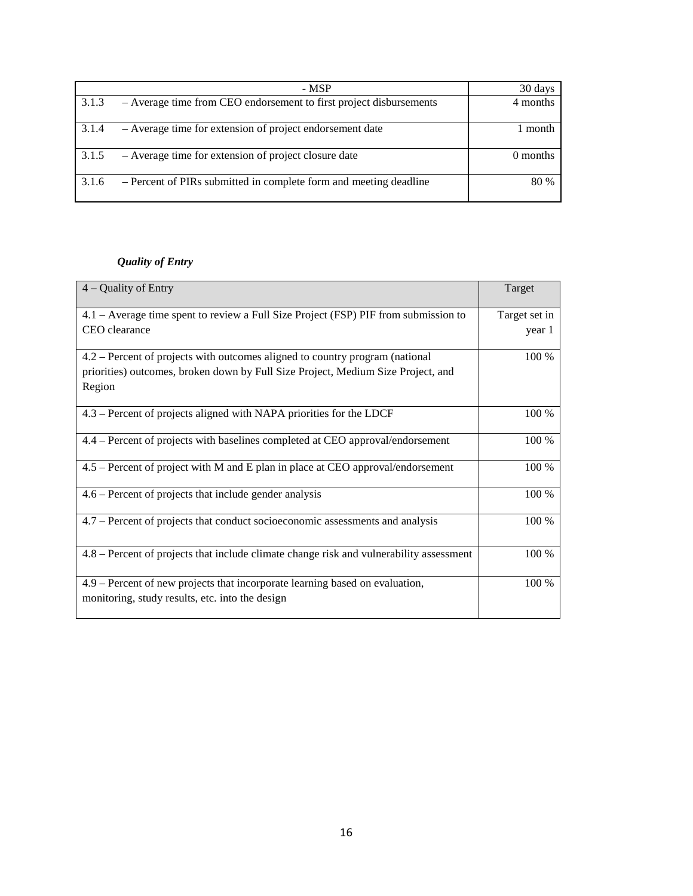| | | |
|---|---|---|
| | - MSP | 30 days |
| 3.1.3 | – Average time from CEO endorsement to first project disbursements | 4 months |
| 3.1.4 | – Average time for extension of project endorsement date | 1 month |
| 3.1.5 | – Average time for extension of project closure date | 0 months |
| 3.1.6 | – Percent of PIRs submitted in complete form and meeting deadline | 80 % |

***Quality of Entry***

| 4 – Quality of Entry | Target |
|---|---|
| 4.1 – Average time spent to review a Full Size Project (FSP) PIF from submission to CEO clearance | Target set in year 1 |
| 4.2 – Percent of projects with outcomes aligned to country program (national priorities) outcomes, broken down by Full Size Project, Medium Size Project, and Region | 100 % |
| 4.3 – Percent of projects aligned with NAPA priorities for the LDCF | 100 % |
| 4.4 – Percent of projects with baselines completed at CEO approval/endorsement | 100 % |
| 4.5 – Percent of project with M and E plan in place at CEO approval/endorsement | 100 % |
| 4.6 – Percent of projects that include gender analysis | 100 % |
| 4.7 – Percent of projects that conduct socioeconomic assessments and analysis | 100 % |
| 4.8 – Percent of projects that include climate change risk and vulnerability assessment | 100 % |
| 4.9 – Percent of new projects that incorporate learning based on evaluation, monitoring, study results, etc. into the design | 100 % |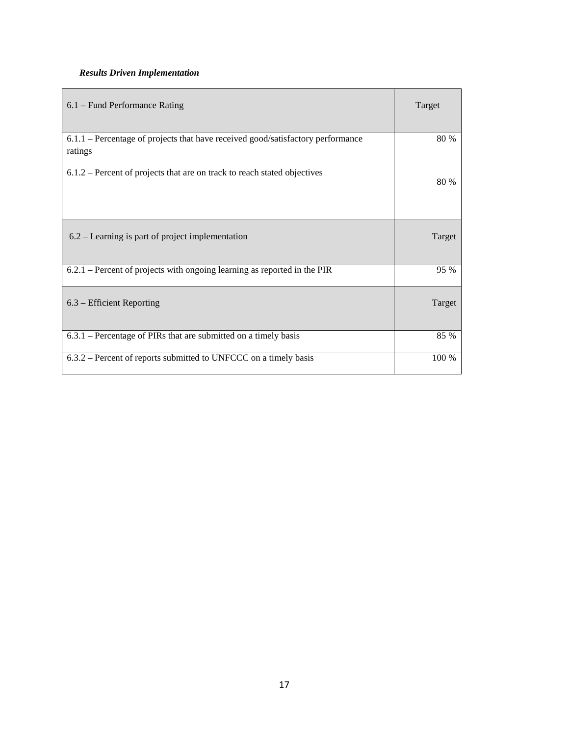***Results Driven Implementation***

| 6.1 – Fund Performance Rating | Target |
|---|---|
| 6.1.1 – Percentage of projects that have received good/satisfactory performance ratings | 80 % |
| 6.1.2 – Percent of projects that are on track to reach stated objectives | 80 % |
| 6.2 – Learning is part of project implementation | Target |
| 6.2.1 – Percent of projects with ongoing learning as reported in the PIR | 95 % |
| 6.3 – Efficient Reporting | Target |
| 6.3.1 – Percentage of PIRs that are submitted on a timely basis | 85 % |
| 6.3.2 – Percent of reports submitted to UNFCCC on a timely basis | 100 % |